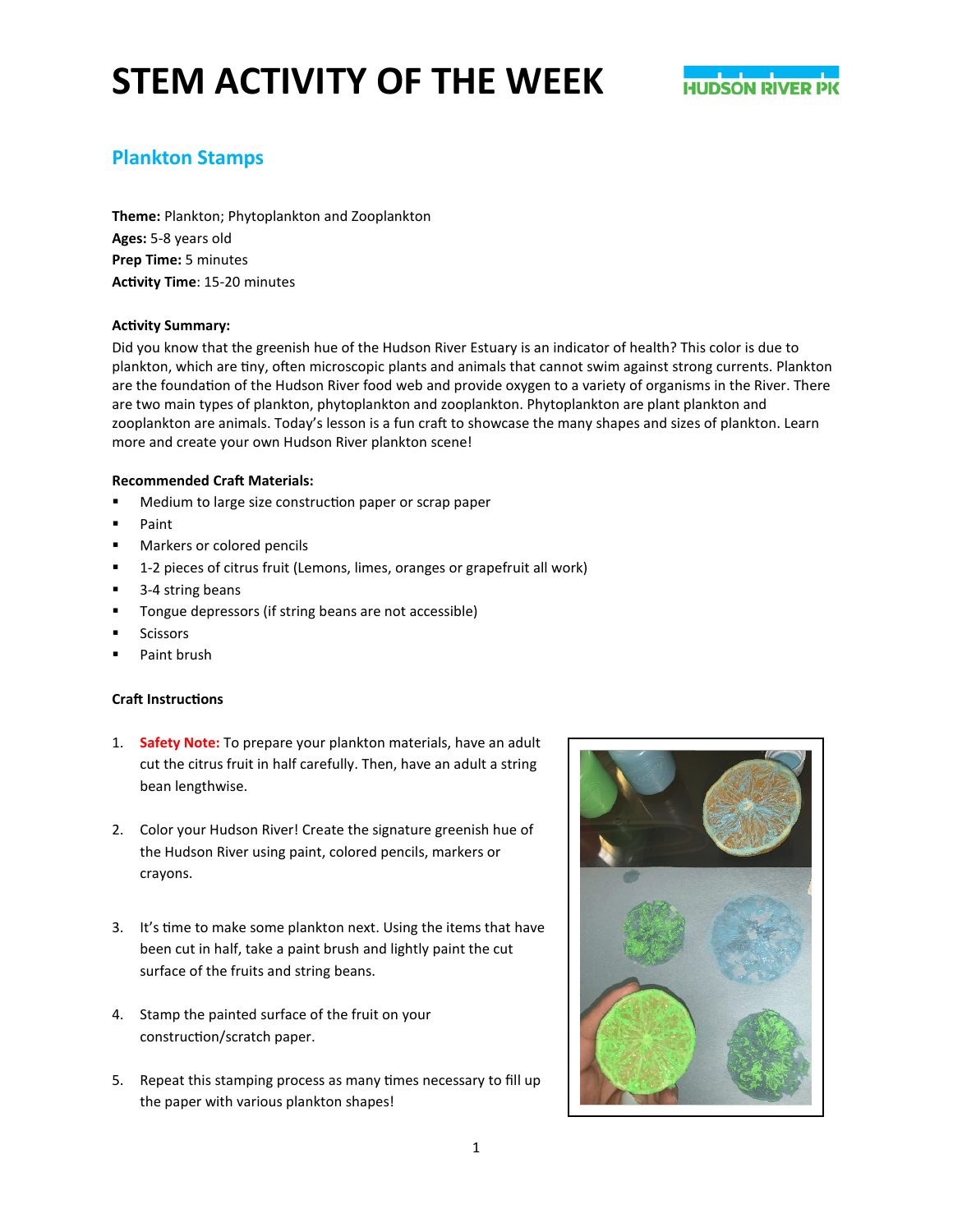# STEM ACTIVITY OF THE WEEK

HUDSON RIVER PK

## Plankton Stamps

**Theme:** Plankton; Phytoplankton and Zooplankton
**Ages:** 5-8 years old
**Prep Time:** 5 minutes
**Activity Time**: 15-20 minutes

**Activity Summary:**
Did you know that the greenish hue of the Hudson River Estuary is an indicator of health? This color is due to plankton, which are tiny, often microscopic plants and animals that cannot swim against strong currents. Plankton are the foundation of the Hudson River food web and provide oxygen to a variety of organisms in the River. There are two main types of plankton, phytoplankton and zooplankton. Phytoplankton are plant plankton and zooplankton are animals. Today's lesson is a fun craft to showcase the many shapes and sizes of plankton. Learn more and create your own Hudson River plankton scene!

**Recommended Craft Materials:**

- Medium to large size construction paper or scrap paper
- Paint
- Markers or colored pencils
- 1-2 pieces of citrus fruit (Lemons, limes, oranges or grapefruit all work)
- 3-4 string beans
- Tongue depressors (if string beans are not accessible)
- Scissors
- Paint brush

**Craft Instructions**

1. **Safety Note:** To prepare your plankton materials, have an adult cut the citrus fruit in half carefully. Then, have an adult a string bean lengthwise.
2. Color your Hudson River! Create the signature greenish hue of the Hudson River using paint, colored pencils, markers or crayons.
3. It's time to make some plankton next. Using the items that have been cut in half, take a paint brush and lightly paint the cut surface of the fruits and string beans.
4. Stamp the painted surface of the fruit on your construction/scratch paper.
5. Repeat this stamping process as many times necessary to fill up the paper with various plankton shapes!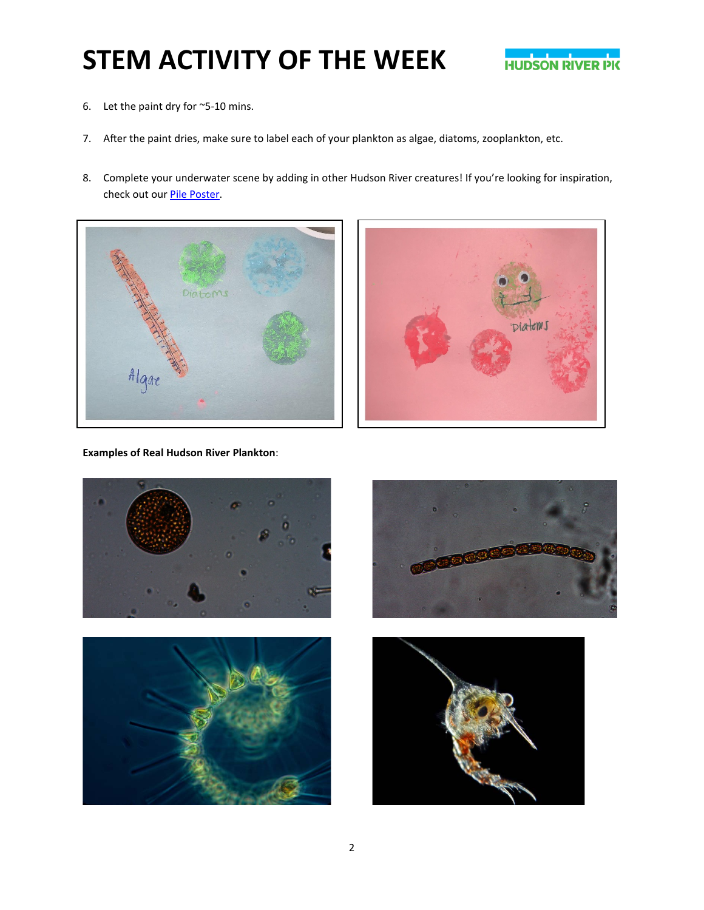# STEM ACTIVITY OF THE WEEK

6. Let the paint dry for ~5-10 mins.

7. After the paint dries, make sure to label each of your plankton as algae, diatoms, zooplankton, etc.

8. Complete your underwater scene by adding in other Hudson River creatures! If you're looking for inspiration, check out our Pile Poster.

**Examples of Real Hudson River Plankton**: